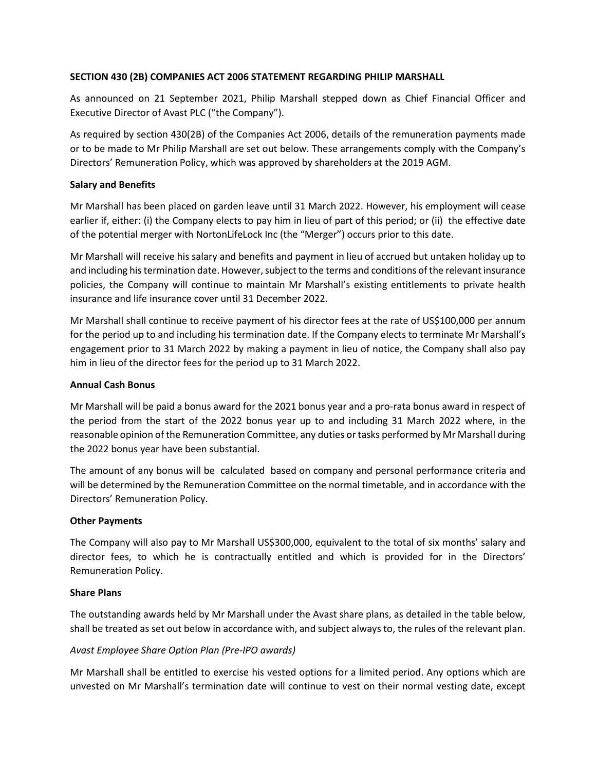**SECTION 430 (2B) COMPANIES ACT 2006 STATEMENT REGARDING PHILIP MARSHALL**

As announced on 21 September 2021, Philip Marshall stepped down as Chief Financial Officer and Executive Director of Avast PLC ("the Company").

As required by section 430(2B) of the Companies Act 2006, details of the remuneration payments made or to be made to Mr Philip Marshall are set out below. These arrangements comply with the Company's Directors' Remuneration Policy, which was approved by shareholders at the 2019 AGM.

**Salary and Benefits**

Mr Marshall has been placed on garden leave until 31 March 2022. However, his employment will cease earlier if, either: (i) the Company elects to pay him in lieu of part of this period; or (ii) the effective date of the potential merger with NortonLifeLock Inc (the "Merger") occurs prior to this date.

Mr Marshall will receive his salary and benefits and payment in lieu of accrued but untaken holiday up to and including his termination date. However, subject to the terms and conditions of the relevant insurance policies, the Company will continue to maintain Mr Marshall's existing entitlements to private health insurance and life insurance cover until 31 December 2022.

Mr Marshall shall continue to receive payment of his director fees at the rate of US$100,000 per annum for the period up to and including his termination date. If the Company elects to terminate Mr Marshall's engagement prior to 31 March 2022 by making a payment in lieu of notice, the Company shall also pay him in lieu of the director fees for the period up to 31 March 2022.

**Annual Cash Bonus**

Mr Marshall will be paid a bonus award for the 2021 bonus year and a pro-rata bonus award in respect of the period from the start of the 2022 bonus year up to and including 31 March 2022 where, in the reasonable opinion of the Remuneration Committee, any duties or tasks performed by Mr Marshall during the 2022 bonus year have been substantial.

The amount of any bonus will be calculated based on company and personal performance criteria and will be determined by the Remuneration Committee on the normal timetable, and in accordance with the Directors' Remuneration Policy.

**Other Payments**

The Company will also pay to Mr Marshall US$300,000, equivalent to the total of six months' salary and director fees, to which he is contractually entitled and which is provided for in the Directors' Remuneration Policy.

**Share Plans**

The outstanding awards held by Mr Marshall under the Avast share plans, as detailed in the table below, shall be treated as set out below in accordance with, and subject always to, the rules of the relevant plan.

*Avast Employee Share Option Plan (Pre-IPO awards)*

Mr Marshall shall be entitled to exercise his vested options for a limited period. Any options which are unvested on Mr Marshall's termination date will continue to vest on their normal vesting date, except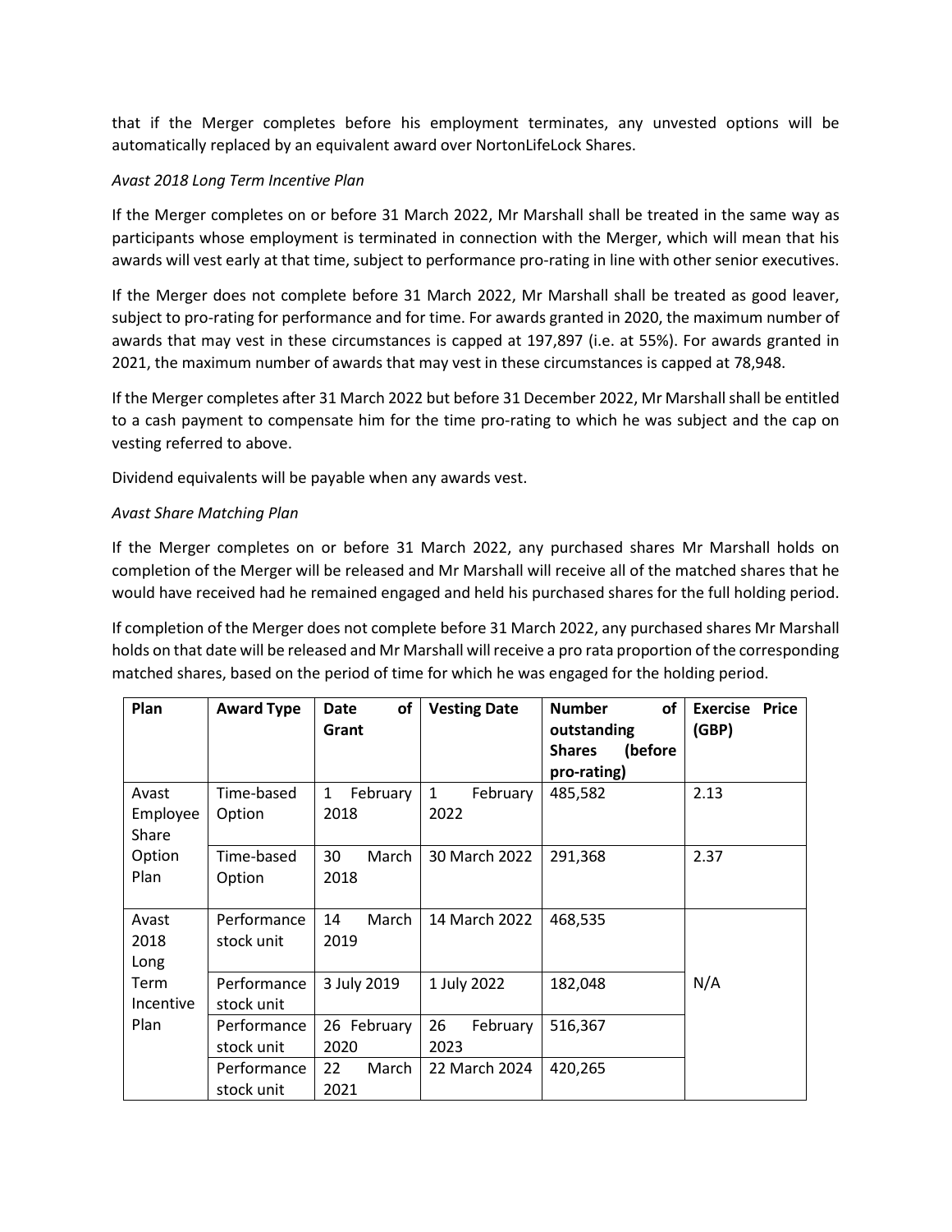that if the Merger completes before his employment terminates, any unvested options will be automatically replaced by an equivalent award over NortonLifeLock Shares.

*Avast 2018 Long Term Incentive Plan*

If the Merger completes on or before 31 March 2022, Mr Marshall shall be treated in the same way as participants whose employment is terminated in connection with the Merger, which will mean that his awards will vest early at that time, subject to performance pro-rating in line with other senior executives.

If the Merger does not complete before 31 March 2022, Mr Marshall shall be treated as good leaver, subject to pro-rating for performance and for time. For awards granted in 2020, the maximum number of awards that may vest in these circumstances is capped at 197,897 (i.e. at 55%). For awards granted in 2021, the maximum number of awards that may vest in these circumstances is capped at 78,948.

If the Merger completes after 31 March 2022 but before 31 December 2022, Mr Marshall shall be entitled to a cash payment to compensate him for the time pro-rating to which he was subject and the cap on vesting referred to above.

Dividend equivalents will be payable when any awards vest.

*Avast Share Matching Plan*

If the Merger completes on or before 31 March 2022, any purchased shares Mr Marshall holds on completion of the Merger will be released and Mr Marshall will receive all of the matched shares that he would have received had he remained engaged and held his purchased shares for the full holding period.

If completion of the Merger does not complete before 31 March 2022, any purchased shares Mr Marshall holds on that date will be released and Mr Marshall will receive a pro rata proportion of the corresponding matched shares, based on the period of time for which he was engaged for the holding period.

| Plan | Award Type | Date of Grant | Vesting Date | Number of outstanding Shares (before pro-rating) | Exercise Price (GBP) |
|---|---|---|---|---|---|
| Avast Employee Share Option Plan | Time-based Option | 1 February 2018 | 1 February 2022 | 485,582 | 2.13 |
| | Time-based Option | 30 March 2018 | 30 March 2022 | 291,368 | 2.37 |
| Avast 2018 Long Term Incentive Plan | Performance stock unit | 14 March 2019 | 14 March 2022 | 468,535 | N/A |
| | Performance stock unit | 3 July 2019 | 1 July 2022 | 182,048 | |
| | Performance stock unit | 26 February 2020 | 26 February 2023 | 516,367 | |
| | Performance stock unit | 22 March 2021 | 22 March 2024 | 420,265 | |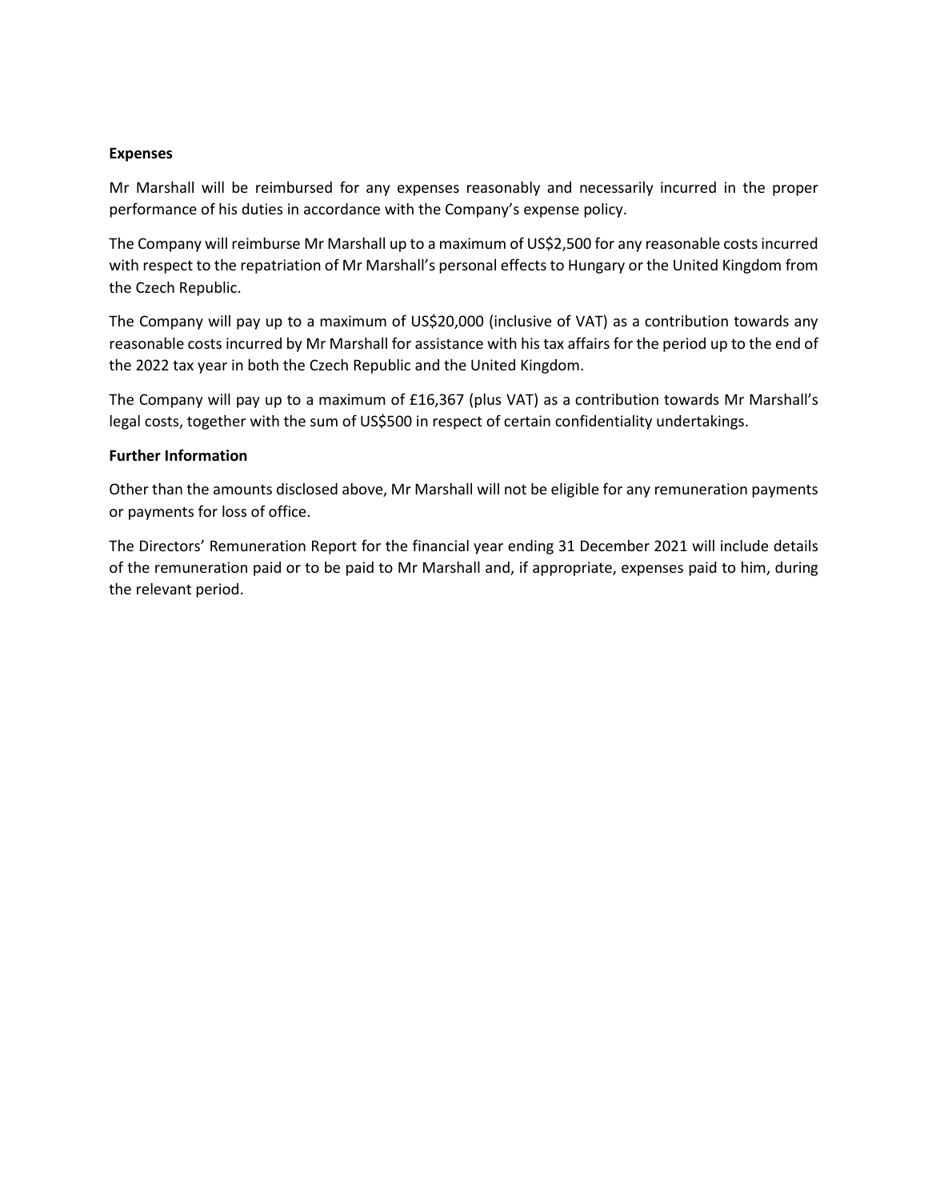**Expenses**

Mr Marshall will be reimbursed for any expenses reasonably and necessarily incurred in the proper performance of his duties in accordance with the Company's expense policy.

The Company will reimburse Mr Marshall up to a maximum of US$2,500 for any reasonable costs incurred with respect to the repatriation of Mr Marshall's personal effects to Hungary or the United Kingdom from the Czech Republic.

The Company will pay up to a maximum of US$20,000 (inclusive of VAT) as a contribution towards any reasonable costs incurred by Mr Marshall for assistance with his tax affairs for the period up to the end of the 2022 tax year in both the Czech Republic and the United Kingdom.

The Company will pay up to a maximum of £16,367 (plus VAT) as a contribution towards Mr Marshall's legal costs, together with the sum of US$500 in respect of certain confidentiality undertakings.

**Further Information**

Other than the amounts disclosed above, Mr Marshall will not be eligible for any remuneration payments or payments for loss of office.

The Directors' Remuneration Report for the financial year ending 31 December 2021 will include details of the remuneration paid or to be paid to Mr Marshall and, if appropriate, expenses paid to him, during the relevant period.